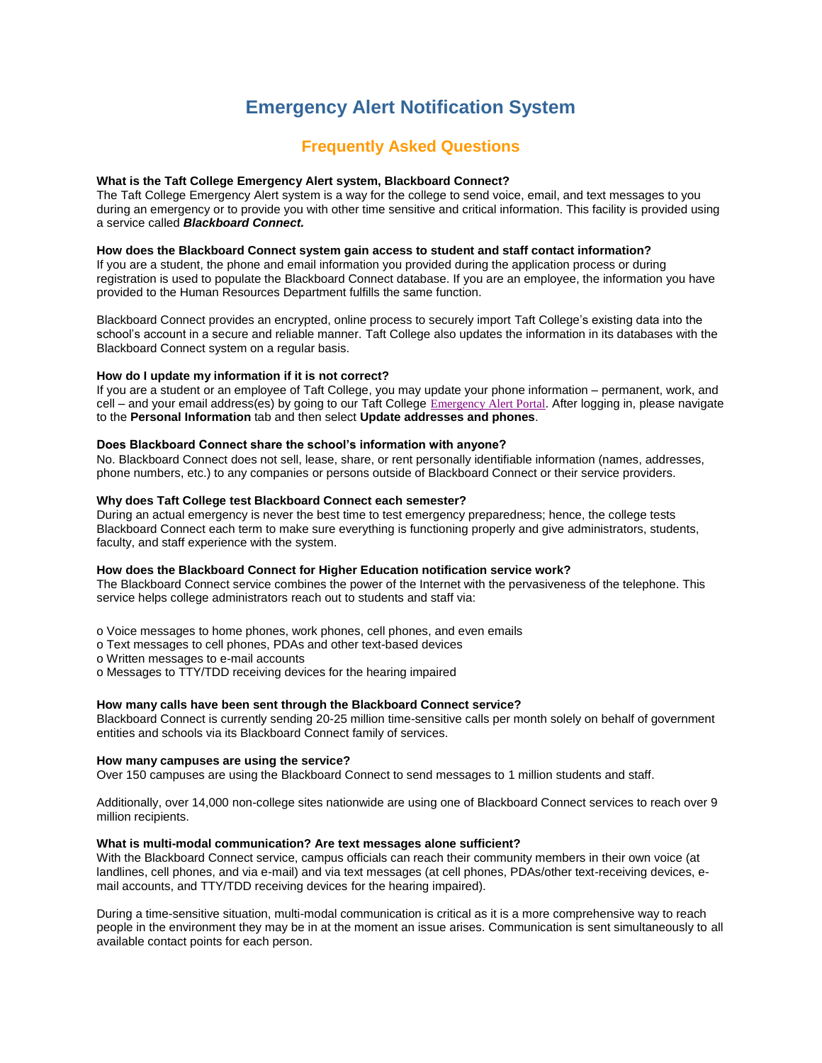# Emergency Alert Notification System

## Frequently Asked Questions

**What is the Taft College Emergency Alert system, Blackboard Connect?**
The Taft College Emergency Alert system is a way for the college to send voice, email, and text messages to you during an emergency or to provide you with other time sensitive and critical information. This facility is provided using a service called ***Blackboard Connect.***

**How does the Blackboard Connect system gain access to student and staff contact information?**
If you are a student, the phone and email information you provided during the application process or during registration is used to populate the Blackboard Connect database. If you are an employee, the information you have provided to the Human Resources Department fulfills the same function.

Blackboard Connect provides an encrypted, online process to securely import Taft College's existing data into the school's account in a secure and reliable manner. Taft College also updates the information in its databases with the Blackboard Connect system on a regular basis.

**How do I update my information if it is not correct?**
If you are a student or an employee of Taft College, you may update your phone information – permanent, work, and cell – and your email address(es) by going to our Taft College Emergency Alert Portal. After logging in, please navigate to the **Personal Information** tab and then select **Update addresses and phones**.

**Does Blackboard Connect share the school's information with anyone?**
No. Blackboard Connect does not sell, lease, share, or rent personally identifiable information (names, addresses, phone numbers, etc.) to any companies or persons outside of Blackboard Connect or their service providers.

**Why does Taft College test Blackboard Connect each semester?**
During an actual emergency is never the best time to test emergency preparedness; hence, the college tests Blackboard Connect each term to make sure everything is functioning properly and give administrators, students, faculty, and staff experience with the system.

**How does the Blackboard Connect for Higher Education notification service work?**
The Blackboard Connect service combines the power of the Internet with the pervasiveness of the telephone. This service helps college administrators reach out to students and staff via:

- Voice messages to home phones, work phones, cell phones, and even emails
- Text messages to cell phones, PDAs and other text-based devices
- Written messages to e-mail accounts
- Messages to TTY/TDD receiving devices for the hearing impaired

**How many calls have been sent through the Blackboard Connect service?**
Blackboard Connect is currently sending 20-25 million time-sensitive calls per month solely on behalf of government entities and schools via its Blackboard Connect family of services.

**How many campuses are using the service?**
Over 150 campuses are using the Blackboard Connect to send messages to 1 million students and staff.

Additionally, over 14,000 non-college sites nationwide are using one of Blackboard Connect services to reach over 9 million recipients.

**What is multi-modal communication? Are text messages alone sufficient?**
With the Blackboard Connect service, campus officials can reach their community members in their own voice (at landlines, cell phones, and via e-mail) and via text messages (at cell phones, PDAs/other text-receiving devices, e-mail accounts, and TTY/TDD receiving devices for the hearing impaired).

During a time-sensitive situation, multi-modal communication is critical as it is a more comprehensive way to reach people in the environment they may be in at the moment an issue arises. Communication is sent simultaneously to all available contact points for each person.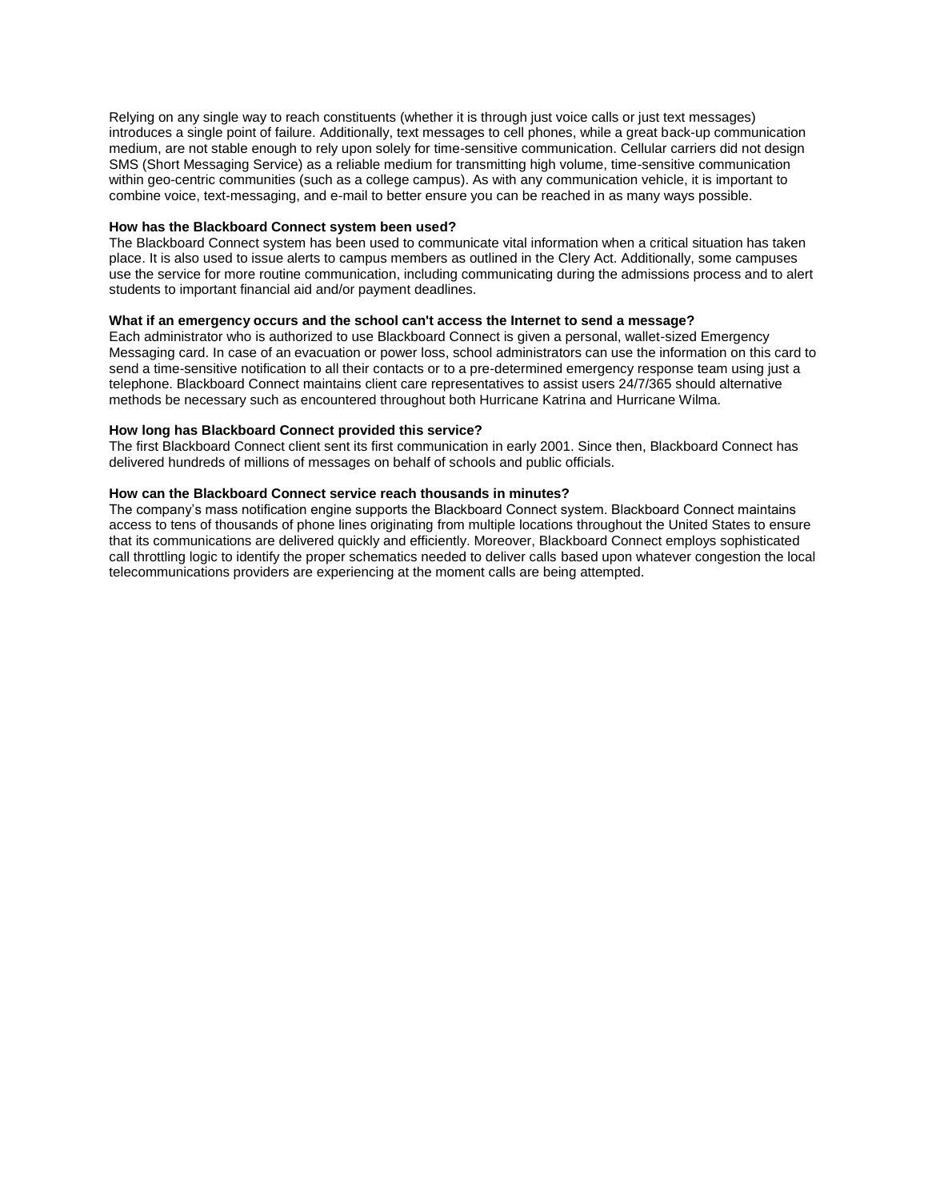Relying on any single way to reach constituents (whether it is through just voice calls or just text messages) introduces a single point of failure. Additionally, text messages to cell phones, while a great back-up communication medium, are not stable enough to rely upon solely for time-sensitive communication. Cellular carriers did not design SMS (Short Messaging Service) as a reliable medium for transmitting high volume, time-sensitive communication within geo-centric communities (such as a college campus). As with any communication vehicle, it is important to combine voice, text-messaging, and e-mail to better ensure you can be reached in as many ways possible.

**How has the Blackboard Connect system been used?**
The Blackboard Connect system has been used to communicate vital information when a critical situation has taken place. It is also used to issue alerts to campus members as outlined in the Clery Act. Additionally, some campuses use the service for more routine communication, including communicating during the admissions process and to alert students to important financial aid and/or payment deadlines.

**What if an emergency occurs and the school can't access the Internet to send a message?**
Each administrator who is authorized to use Blackboard Connect is given a personal, wallet-sized Emergency Messaging card. In case of an evacuation or power loss, school administrators can use the information on this card to send a time-sensitive notification to all their contacts or to a pre-determined emergency response team using just a telephone. Blackboard Connect maintains client care representatives to assist users 24/7/365 should alternative methods be necessary such as encountered throughout both Hurricane Katrina and Hurricane Wilma.

**How long has Blackboard Connect provided this service?**
The first Blackboard Connect client sent its first communication in early 2001. Since then, Blackboard Connect has delivered hundreds of millions of messages on behalf of schools and public officials.

**How can the Blackboard Connect service reach thousands in minutes?**
The company's mass notification engine supports the Blackboard Connect system. Blackboard Connect maintains access to tens of thousands of phone lines originating from multiple locations throughout the United States to ensure that its communications are delivered quickly and efficiently. Moreover, Blackboard Connect employs sophisticated call throttling logic to identify the proper schematics needed to deliver calls based upon whatever congestion the local telecommunications providers are experiencing at the moment calls are being attempted.